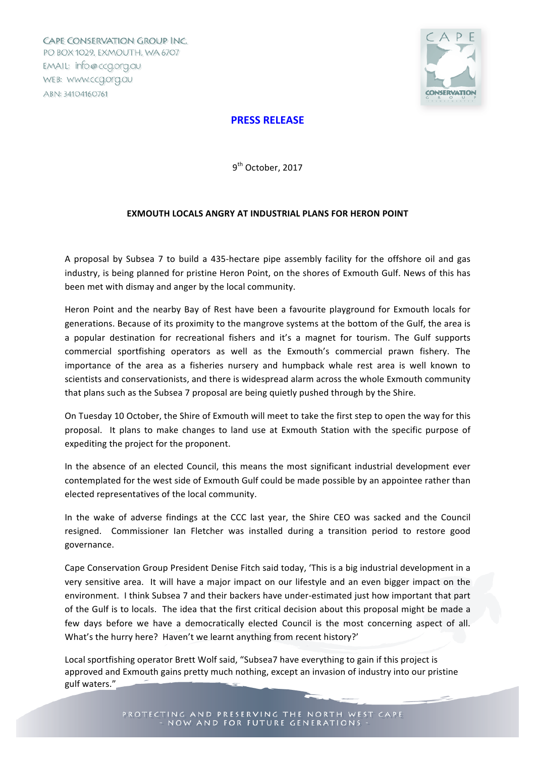CAPE CONSERVATION GROUP INC.
PO BOX 1029, EXMOUTH, WA 6707
EMAIL: info@ccg.org.au
WEB: www.ccg.org.au
ABN: 34104160761

## PRESS RELEASE

9th October, 2017

**EXMOUTH LOCALS ANGRY AT INDUSTRIAL PLANS FOR HERON POINT**

A proposal by Subsea 7 to build a 435-hectare pipe assembly facility for the offshore oil and gas industry, is being planned for pristine Heron Point, on the shores of Exmouth Gulf. News of this has been met with dismay and anger by the local community.

Heron Point and the nearby Bay of Rest have been a favourite playground for Exmouth locals for generations. Because of its proximity to the mangrove systems at the bottom of the Gulf, the area is a popular destination for recreational fishers and it's a magnet for tourism. The Gulf supports commercial sportfishing operators as well as the Exmouth's commercial prawn fishery. The importance of the area as a fisheries nursery and humpback whale rest area is well known to scientists and conservationists, and there is widespread alarm across the whole Exmouth community that plans such as the Subsea 7 proposal are being quietly pushed through by the Shire.

On Tuesday 10 October, the Shire of Exmouth will meet to take the first step to open the way for this proposal. It plans to make changes to land use at Exmouth Station with the specific purpose of expediting the project for the proponent.

In the absence of an elected Council, this means the most significant industrial development ever contemplated for the west side of Exmouth Gulf could be made possible by an appointee rather than elected representatives of the local community.

In the wake of adverse findings at the CCC last year, the Shire CEO was sacked and the Council resigned. Commissioner Ian Fletcher was installed during a transition period to restore good governance.

Cape Conservation Group President Denise Fitch said today, 'This is a big industrial development in a very sensitive area. It will have a major impact on our lifestyle and an even bigger impact on the environment. I think Subsea 7 and their backers have under-estimated just how important that part of the Gulf is to locals. The idea that the first critical decision about this proposal might be made a few days before we have a democratically elected Council is the most concerning aspect of all. What's the hurry here? Haven't we learnt anything from recent history?'

Local sportfishing operator Brett Wolf said, "Subsea7 have everything to gain if this project is approved and Exmouth gains pretty much nothing, except an invasion of industry into our pristine gulf waters."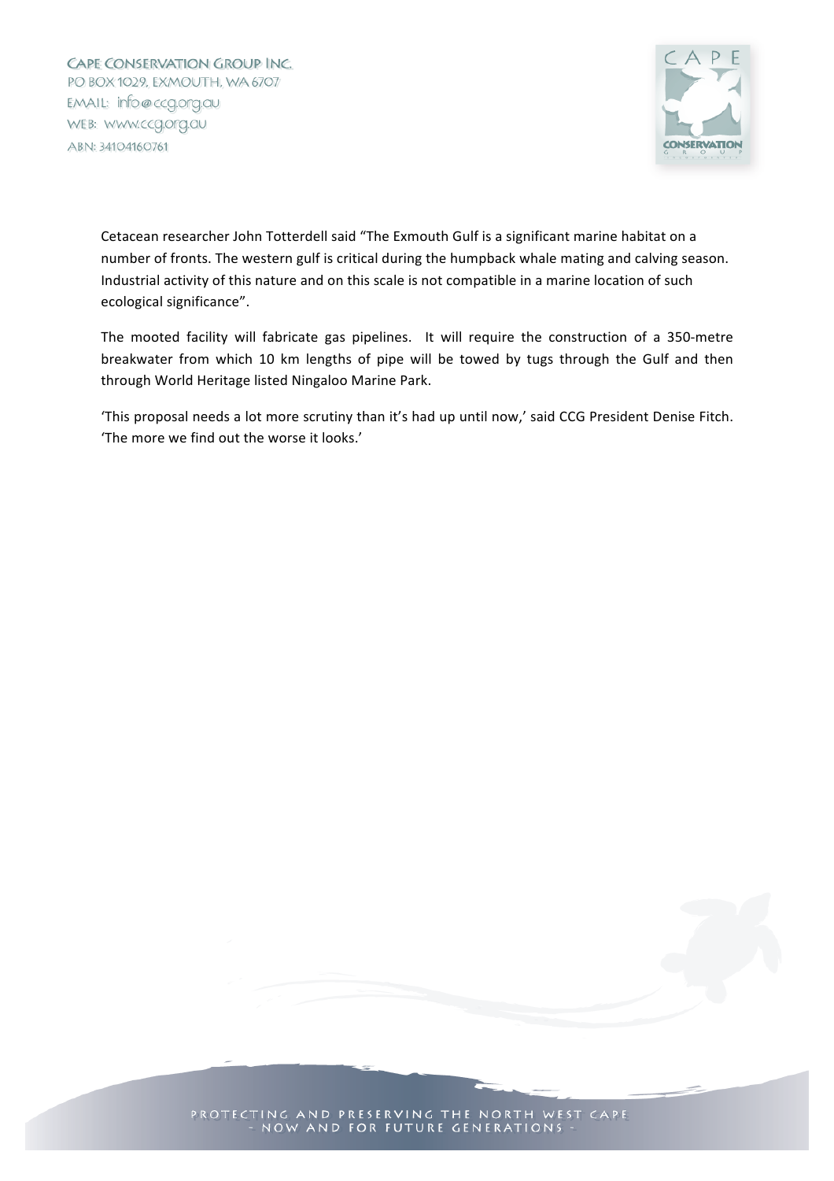Cetacean researcher John Totterdell said "The Exmouth Gulf is a significant marine habitat on a number of fronts. The western gulf is critical during the humpback whale mating and calving season. Industrial activity of this nature and on this scale is not compatible in a marine location of such ecological significance".

The mooted facility will fabricate gas pipelines. It will require the construction of a 350-metre breakwater from which 10 km lengths of pipe will be towed by tugs through the Gulf and then through World Heritage listed Ningaloo Marine Park.

'This proposal needs a lot more scrutiny than it's had up until now,' said CCG President Denise Fitch. 'The more we find out the worse it looks.'